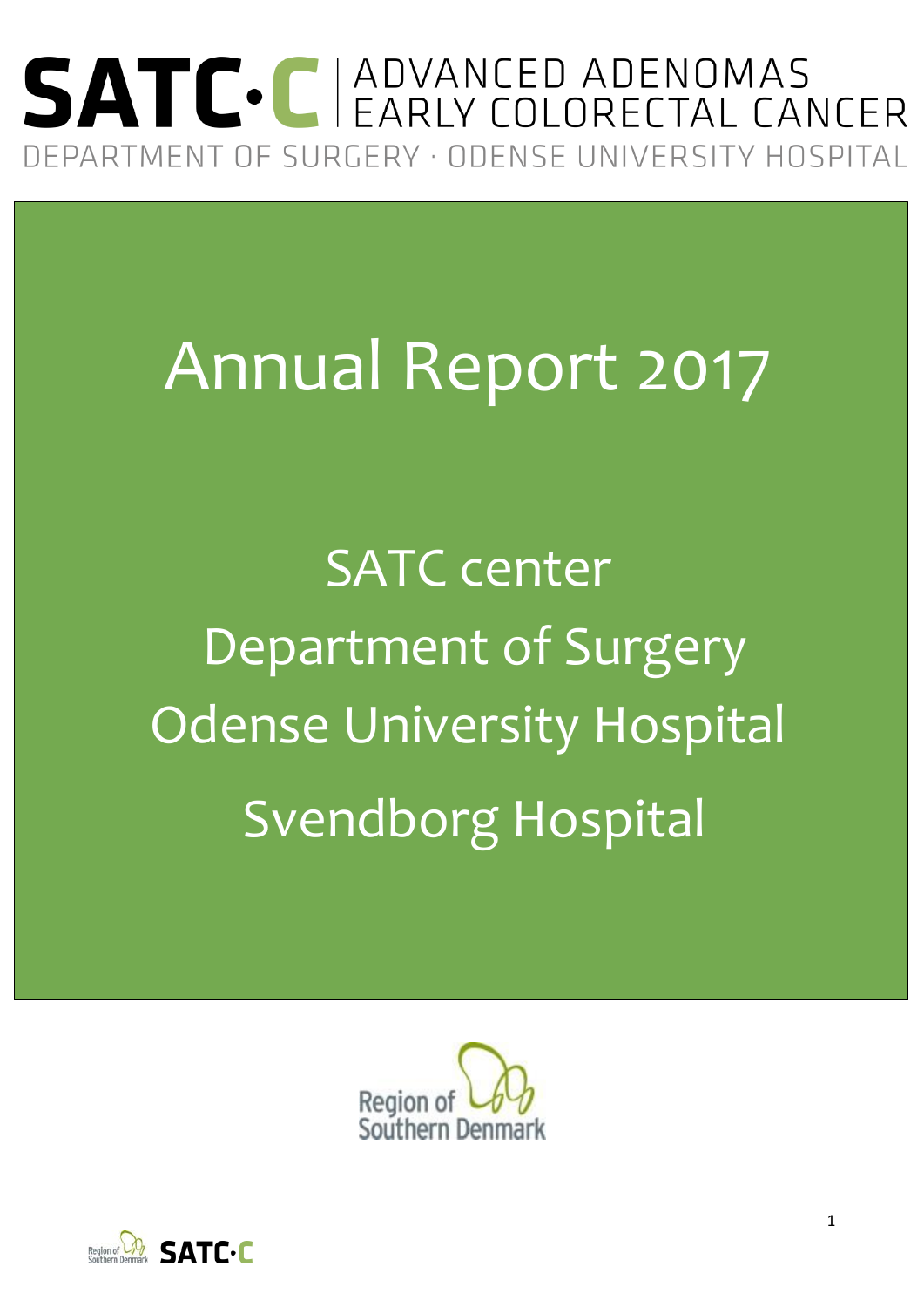# SATC·C | ADVANCED ADENOMAS EARLY COLORECTAL CANCER

DEPARTMENT OF SURGERY · ODENSE UNIVERSITY HOSPITAL

# Annual Report 2017

SATC center

Department of Surgery

Odense University Hospital

Svendborg Hospital

Region of Southern Denmark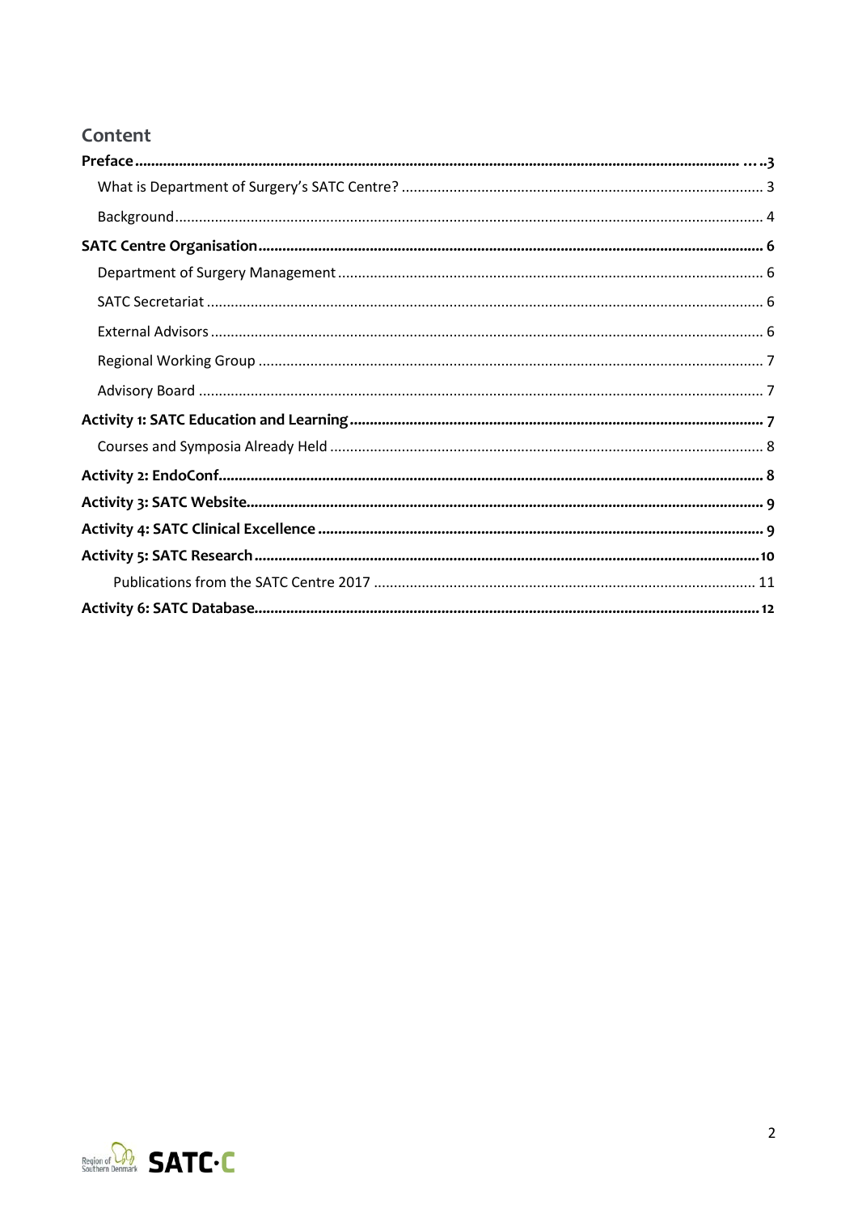## Content

**Preface** ..... 3

What is Department of Surgery's SATC Centre? ..... 3

Background ..... 4

**SATC Centre Organisation** ..... 6

Department of Surgery Management ..... 6

SATC Secretariat ..... 6

External Advisors ..... 6

Regional Working Group ..... 7

Advisory Board ..... 7

**Activity 1: SATC Education and Learning** ..... 7

Courses and Symposia Already Held ..... 8

**Activity 2: EndoConf** ..... 8

**Activity 3: SATC Website** ..... 9

**Activity 4: SATC Clinical Excellence** ..... 9

**Activity 5: SATC Research** ..... 10

Publications from the SATC Centre 2017 ..... 11

**Activity 6: SATC Database** ..... 12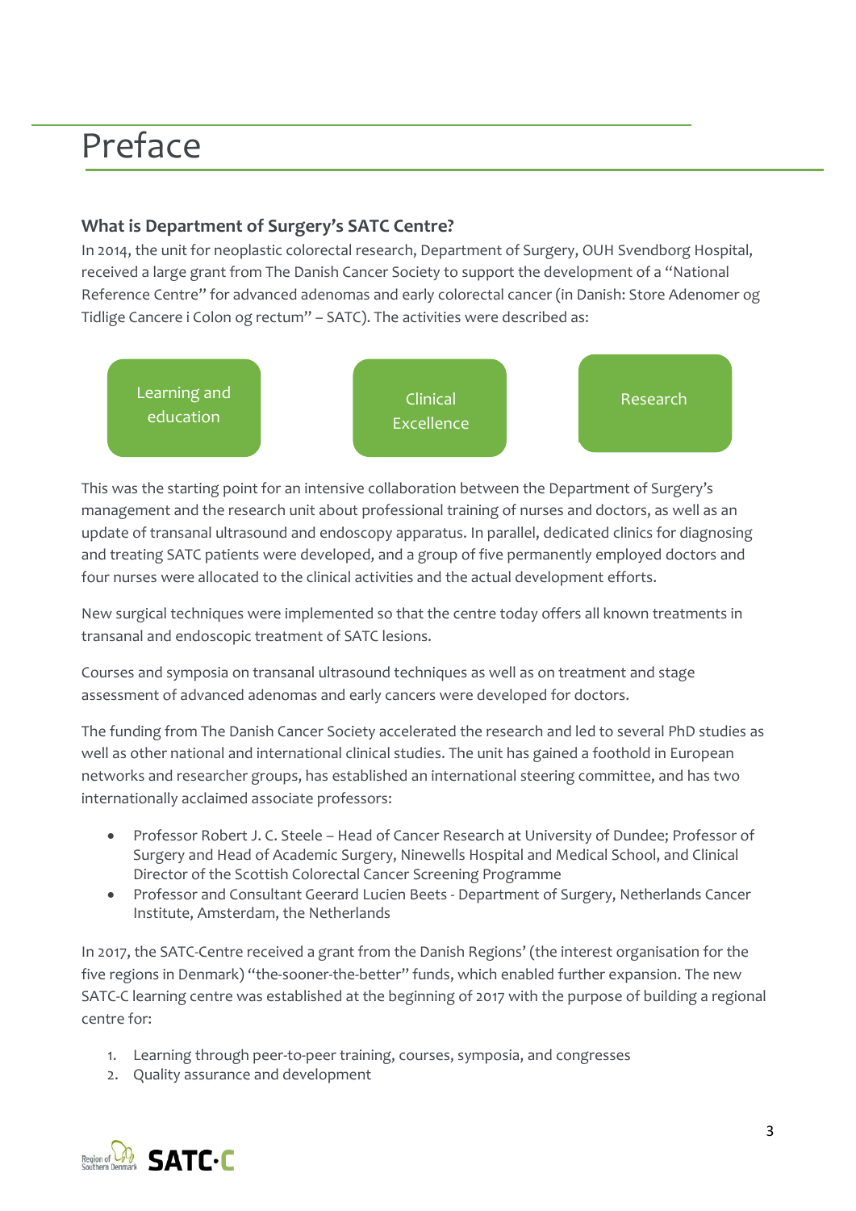# Preface

### What is Department of Surgery's SATC Centre?

In 2014, the unit for neoplastic colorectal research, Department of Surgery, OUH Svendborg Hospital, received a large grant from The Danish Cancer Society to support the development of a "National Reference Centre" for advanced adenomas and early colorectal cancer (in Danish: Store Adenomer og Tidlige Cancere i Colon og rectum" – SATC). The activities were described as:

- Learning and education
- Clinical Excellence
- Research

This was the starting point for an intensive collaboration between the Department of Surgery's management and the research unit about professional training of nurses and doctors, as well as an update of transanal ultrasound and endoscopy apparatus. In parallel, dedicated clinics for diagnosing and treating SATC patients were developed, and a group of five permanently employed doctors and four nurses were allocated to the clinical activities and the actual development efforts.

New surgical techniques were implemented so that the centre today offers all known treatments in transanal and endoscopic treatment of SATC lesions.

Courses and symposia on transanal ultrasound techniques as well as on treatment and stage assessment of advanced adenomas and early cancers were developed for doctors.

The funding from The Danish Cancer Society accelerated the research and led to several PhD studies as well as other national and international clinical studies. The unit has gained a foothold in European networks and researcher groups, has established an international steering committee, and has two internationally acclaimed associate professors:

- Professor Robert J. C. Steele – Head of Cancer Research at University of Dundee; Professor of Surgery and Head of Academic Surgery, Ninewells Hospital and Medical School, and Clinical Director of the Scottish Colorectal Cancer Screening Programme
- Professor and Consultant Geerard Lucien Beets - Department of Surgery, Netherlands Cancer Institute, Amsterdam, the Netherlands

In 2017, the SATC-Centre received a grant from the Danish Regions' (the interest organisation for the five regions in Denmark) "the-sooner-the-better" funds, which enabled further expansion. The new SATC-C learning centre was established at the beginning of 2017 with the purpose of building a regional centre for:

1. Learning through peer-to-peer training, courses, symposia, and congresses
2. Quality assurance and development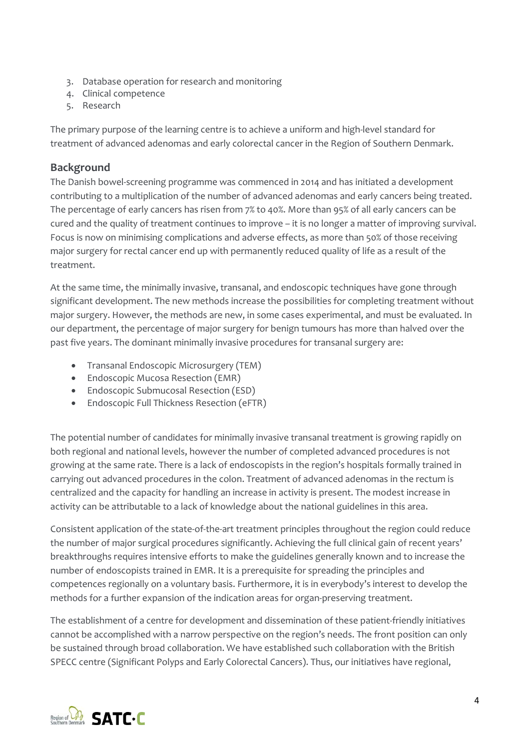3. Database operation for research and monitoring
4. Clinical competence
5. Research

The primary purpose of the learning centre is to achieve a uniform and high-level standard for treatment of advanced adenomas and early colorectal cancer in the Region of Southern Denmark.

## Background

The Danish bowel-screening programme was commenced in 2014 and has initiated a development contributing to a multiplication of the number of advanced adenomas and early cancers being treated. The percentage of early cancers has risen from 7% to 40%. More than 95% of all early cancers can be cured and the quality of treatment continues to improve – it is no longer a matter of improving survival. Focus is now on minimising complications and adverse effects, as more than 50% of those receiving major surgery for rectal cancer end up with permanently reduced quality of life as a result of the treatment.

At the same time, the minimally invasive, transanal, and endoscopic techniques have gone through significant development. The new methods increase the possibilities for completing treatment without major surgery. However, the methods are new, in some cases experimental, and must be evaluated. In our department, the percentage of major surgery for benign tumours has more than halved over the past five years. The dominant minimally invasive procedures for transanal surgery are:

- Transanal Endoscopic Microsurgery (TEM)
- Endoscopic Mucosa Resection (EMR)
- Endoscopic Submucosal Resection (ESD)
- Endoscopic Full Thickness Resection (eFTR)

The potential number of candidates for minimally invasive transanal treatment is growing rapidly on both regional and national levels, however the number of completed advanced procedures is not growing at the same rate. There is a lack of endoscopists in the region's hospitals formally trained in carrying out advanced procedures in the colon. Treatment of advanced adenomas in the rectum is centralized and the capacity for handling an increase in activity is present. The modest increase in activity can be attributable to a lack of knowledge about the national guidelines in this area.

Consistent application of the state-of-the-art treatment principles throughout the region could reduce the number of major surgical procedures significantly. Achieving the full clinical gain of recent years' breakthroughs requires intensive efforts to make the guidelines generally known and to increase the number of endoscopists trained in EMR. It is a prerequisite for spreading the principles and competences regionally on a voluntary basis. Furthermore, it is in everybody's interest to develop the methods for a further expansion of the indication areas for organ-preserving treatment.

The establishment of a centre for development and dissemination of these patient-friendly initiatives cannot be accomplished with a narrow perspective on the region's needs. The front position can only be sustained through broad collaboration. We have established such collaboration with the British SPECC centre (Significant Polyps and Early Colorectal Cancers). Thus, our initiatives have regional,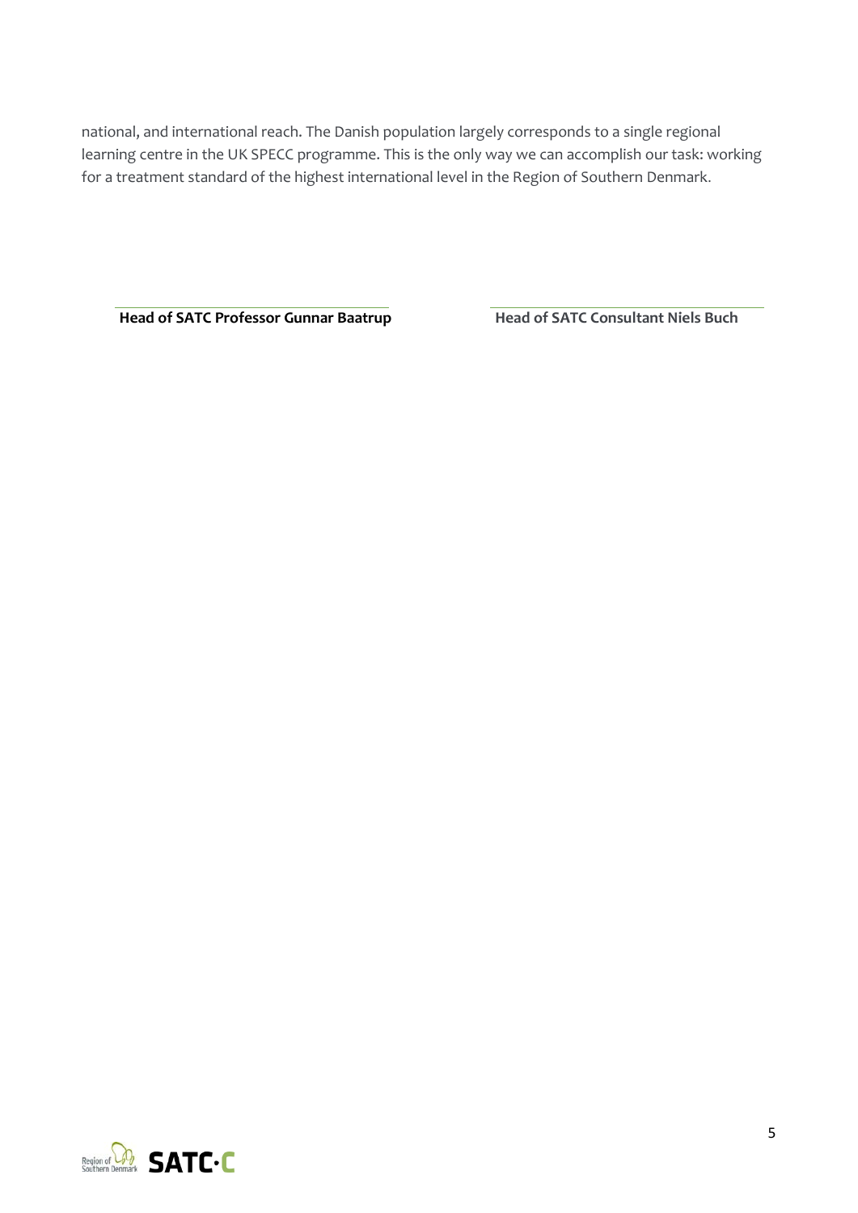national, and international reach. The Danish population largely corresponds to a single regional learning centre in the UK SPECC programme. This is the only way we can accomplish our task: working for a treatment standard of the highest international level in the Region of Southern Denmark.

**Head of SATC Professor Gunnar Baatrup**

**Head of SATC Consultant Niels Buch**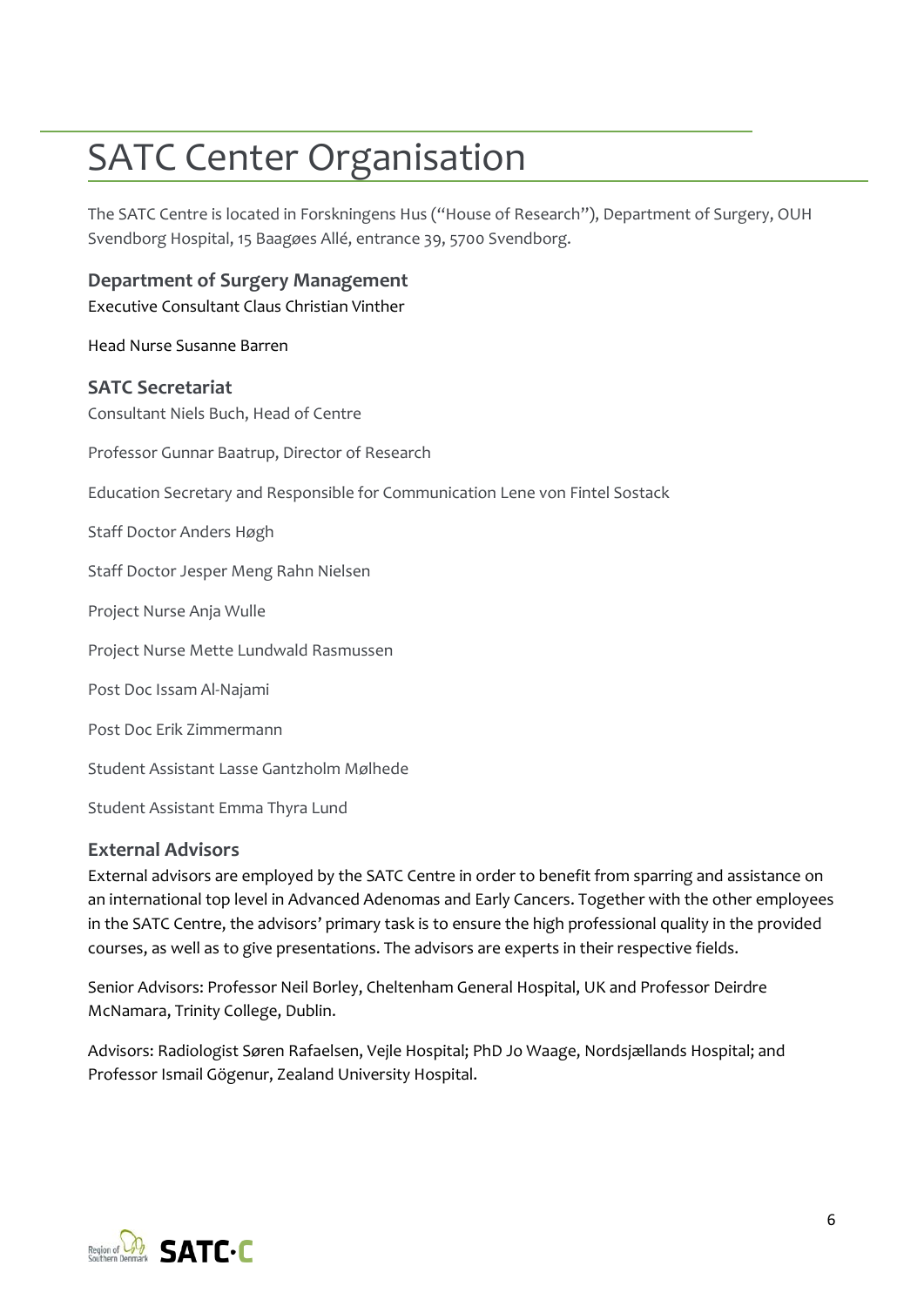# SATC Center Organisation

The SATC Centre is located in Forskningens Hus ("House of Research"), Department of Surgery, OUH Svendborg Hospital, 15 Baagøes Allé, entrance 39, 5700 Svendborg.

### Department of Surgery Management

Executive Consultant Claus Christian Vinther

Head Nurse Susanne Barren

### SATC Secretariat

Consultant Niels Buch, Head of Centre

Professor Gunnar Baatrup, Director of Research

Education Secretary and Responsible for Communication Lene von Fintel Sostack

Staff Doctor Anders Høgh

Staff Doctor Jesper Meng Rahn Nielsen

Project Nurse Anja Wulle

Project Nurse Mette Lundwald Rasmussen

Post Doc Issam Al-Najami

Post Doc Erik Zimmermann

Student Assistant Lasse Gantzholm Mølhede

Student Assistant Emma Thyra Lund

### External Advisors

External advisors are employed by the SATC Centre in order to benefit from sparring and assistance on an international top level in Advanced Adenomas and Early Cancers. Together with the other employees in the SATC Centre, the advisors' primary task is to ensure the high professional quality in the provided courses, as well as to give presentations. The advisors are experts in their respective fields.

Senior Advisors: Professor Neil Borley, Cheltenham General Hospital, UK and Professor Deirdre McNamara, Trinity College, Dublin.

Advisors: Radiologist Søren Rafaelsen, Vejle Hospital; PhD Jo Waage, Nordsjællands Hospital; and Professor Ismail Gögenur, Zealand University Hospital.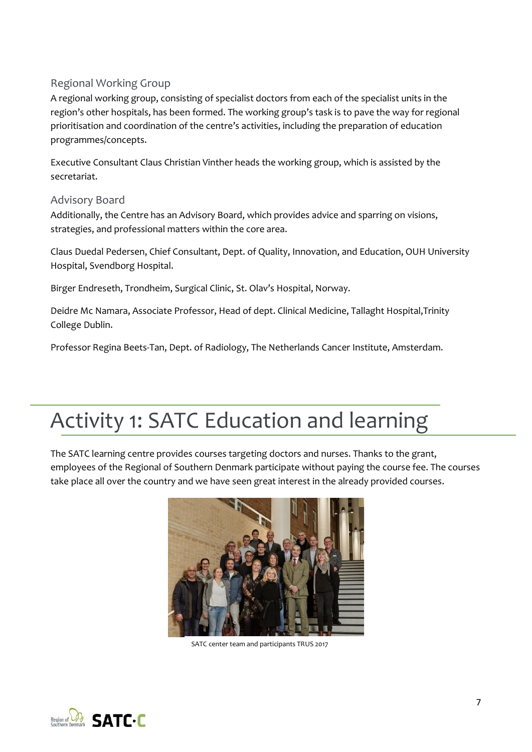### Regional Working Group

A regional working group, consisting of specialist doctors from each of the specialist units in the region's other hospitals, has been formed. The working group's task is to pave the way for regional prioritisation and coordination of the centre's activities, including the preparation of education programmes/concepts.

Executive Consultant Claus Christian Vinther heads the working group, which is assisted by the secretariat.

### Advisory Board

Additionally, the Centre has an Advisory Board, which provides advice and sparring on visions, strategies, and professional matters within the core area.

Claus Duedal Pedersen, Chief Consultant, Dept. of Quality, Innovation, and Education, OUH University Hospital, Svendborg Hospital.

Birger Endreseth, Trondheim, Surgical Clinic, St. Olav's Hospital, Norway.

Deidre Mc Namara, Associate Professor, Head of dept. Clinical Medicine, Tallaght Hospital,Trinity College Dublin.

Professor Regina Beets-Tan, Dept. of Radiology, The Netherlands Cancer Institute, Amsterdam.

# Activity 1: SATC Education and learning

The SATC learning centre provides courses targeting doctors and nurses. Thanks to the grant, employees of the Regional of Southern Denmark participate without paying the course fee. The courses take place all over the country and we have seen great interest in the already provided courses.

SATC center team and participants TRUS 2017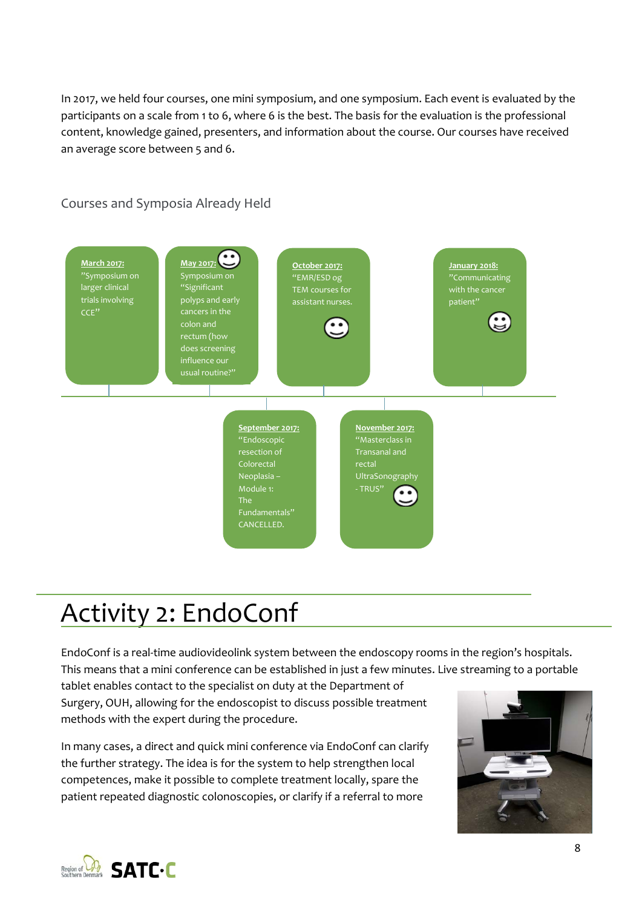In 2017, we held four courses, one mini symposium, and one symposium. Each event is evaluated by the participants on a scale from 1 to 6, where 6 is the best. The basis for the evaluation is the professional content, knowledge gained, presenters, and information about the course. Our courses have received an average score between 5 and 6.

## Courses and Symposia Already Held

- **March 2017:** "Symposium on larger clinical trials involving CCE"
- **May 2017:** Symposium on "Significant polyps and early cancers in the colon and rectum (how does screening influence our usual routine?"
- **September 2017:** "Endoscopic resection of Colorectal Neoplasia – Module 1: The Fundamentals" CANCELLED.
- **October 2017:** "EMR/ESD og TEM courses for assistant nurses.
- **November 2017:** "Masterclass in Transanal and rectal UltraSonography - TRUS"
- **January 2018:** "Communicating with the cancer patient"

# Activity 2: EndoConf

EndoConf is a real-time audiovideolink system between the endoscopy rooms in the region's hospitals. This means that a mini conference can be established in just a few minutes. Live streaming to a portable tablet enables contact to the specialist on duty at the Department of Surgery, OUH, allowing for the endoscopist to discuss possible treatment methods with the expert during the procedure.

In many cases, a direct and quick mini conference via EndoConf can clarify the further strategy. The idea is for the system to help strengthen local competences, make it possible to complete treatment locally, spare the patient repeated diagnostic colonoscopies, or clarify if a referral to more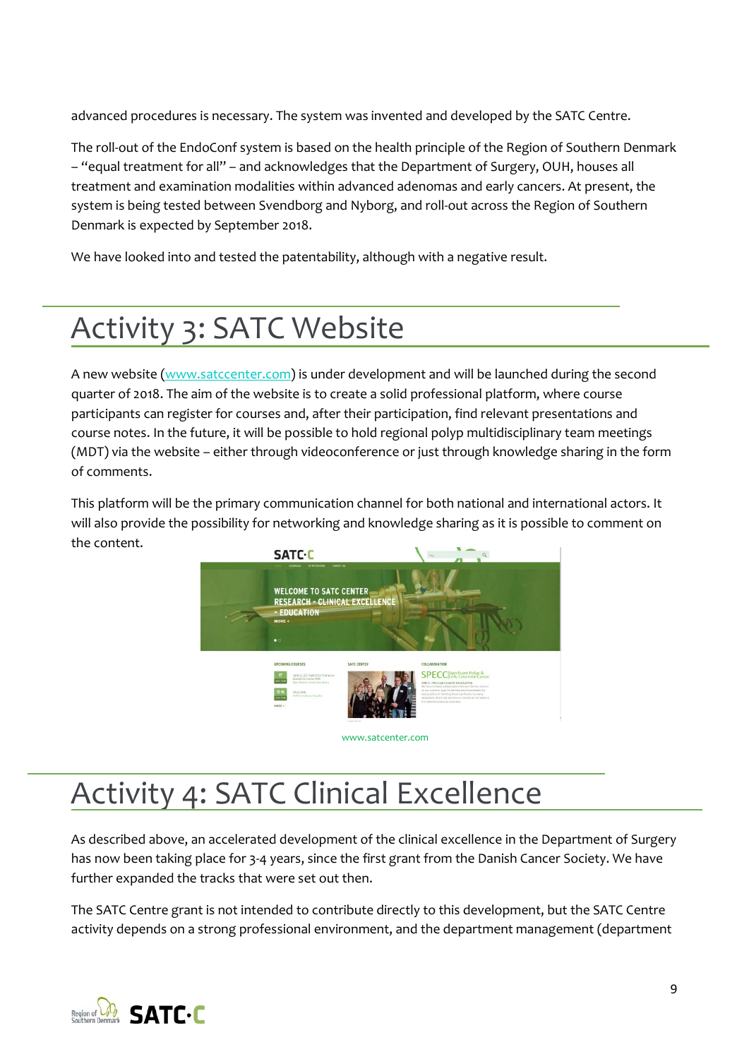advanced procedures is necessary. The system was invented and developed by the SATC Centre.

The roll-out of the EndoConf system is based on the health principle of the Region of Southern Denmark – "equal treatment for all" – and acknowledges that the Department of Surgery, OUH, houses all treatment and examination modalities within advanced adenomas and early cancers. At present, the system is being tested between Svendborg and Nyborg, and roll-out across the Region of Southern Denmark is expected by September 2018.

We have looked into and tested the patentability, although with a negative result.

# Activity 3: SATC Website

A new website (www.satccenter.com) is under development and will be launched during the second quarter of 2018. The aim of the website is to create a solid professional platform, where course participants can register for courses and, after their participation, find relevant presentations and course notes. In the future, it will be possible to hold regional polyp multidisciplinary team meetings (MDT) via the website – either through videoconference or just through knowledge sharing in the form of comments.

This platform will be the primary communication channel for both national and international actors. It will also provide the possibility for networking and knowledge sharing as it is possible to comment on the content.

www.satcenter.com

# Activity 4: SATC Clinical Excellence

As described above, an accelerated development of the clinical excellence in the Department of Surgery has now been taking place for 3-4 years, since the first grant from the Danish Cancer Society. We have further expanded the tracks that were set out then.

The SATC Centre grant is not intended to contribute directly to this development, but the SATC Centre activity depends on a strong professional environment, and the department management (department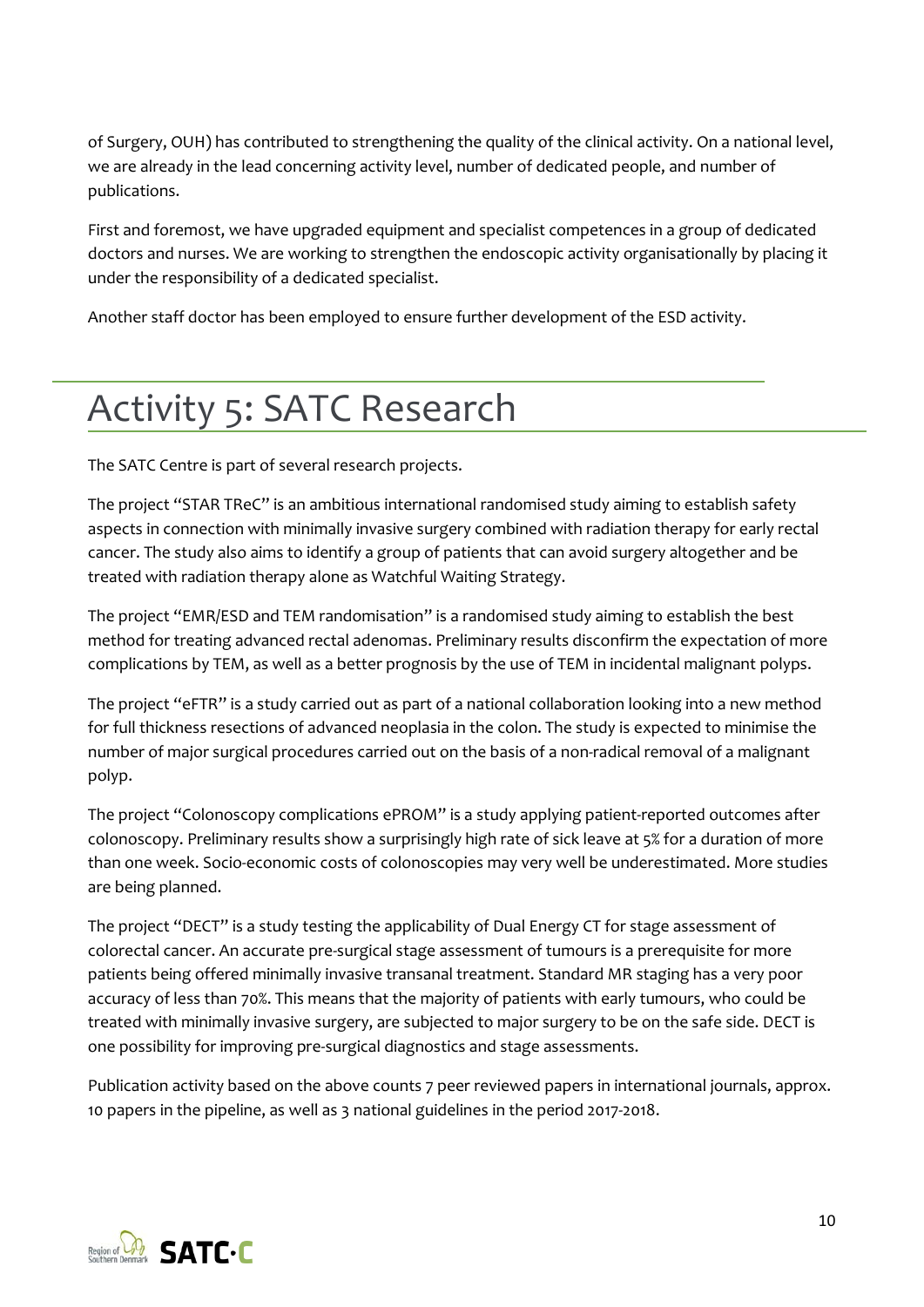of Surgery, OUH) has contributed to strengthening the quality of the clinical activity. On a national level, we are already in the lead concerning activity level, number of dedicated people, and number of publications.

First and foremost, we have upgraded equipment and specialist competences in a group of dedicated doctors and nurses. We are working to strengthen the endoscopic activity organisationally by placing it under the responsibility of a dedicated specialist.

Another staff doctor has been employed to ensure further development of the ESD activity.

# Activity 5: SATC Research

The SATC Centre is part of several research projects.

The project "STAR TReC" is an ambitious international randomised study aiming to establish safety aspects in connection with minimally invasive surgery combined with radiation therapy for early rectal cancer. The study also aims to identify a group of patients that can avoid surgery altogether and be treated with radiation therapy alone as Watchful Waiting Strategy.

The project "EMR/ESD and TEM randomisation" is a randomised study aiming to establish the best method for treating advanced rectal adenomas. Preliminary results disconfirm the expectation of more complications by TEM, as well as a better prognosis by the use of TEM in incidental malignant polyps.

The project "eFTR" is a study carried out as part of a national collaboration looking into a new method for full thickness resections of advanced neoplasia in the colon. The study is expected to minimise the number of major surgical procedures carried out on the basis of a non-radical removal of a malignant polyp.

The project "Colonoscopy complications ePROM" is a study applying patient-reported outcomes after colonoscopy. Preliminary results show a surprisingly high rate of sick leave at 5% for a duration of more than one week. Socio-economic costs of colonoscopies may very well be underestimated. More studies are being planned.

The project "DECT" is a study testing the applicability of Dual Energy CT for stage assessment of colorectal cancer. An accurate pre-surgical stage assessment of tumours is a prerequisite for more patients being offered minimally invasive transanal treatment. Standard MR staging has a very poor accuracy of less than 70%. This means that the majority of patients with early tumours, who could be treated with minimally invasive surgery, are subjected to major surgery to be on the safe side. DECT is one possibility for improving pre-surgical diagnostics and stage assessments.

Publication activity based on the above counts 7 peer reviewed papers in international journals, approx. 10 papers in the pipeline, as well as 3 national guidelines in the period 2017-2018.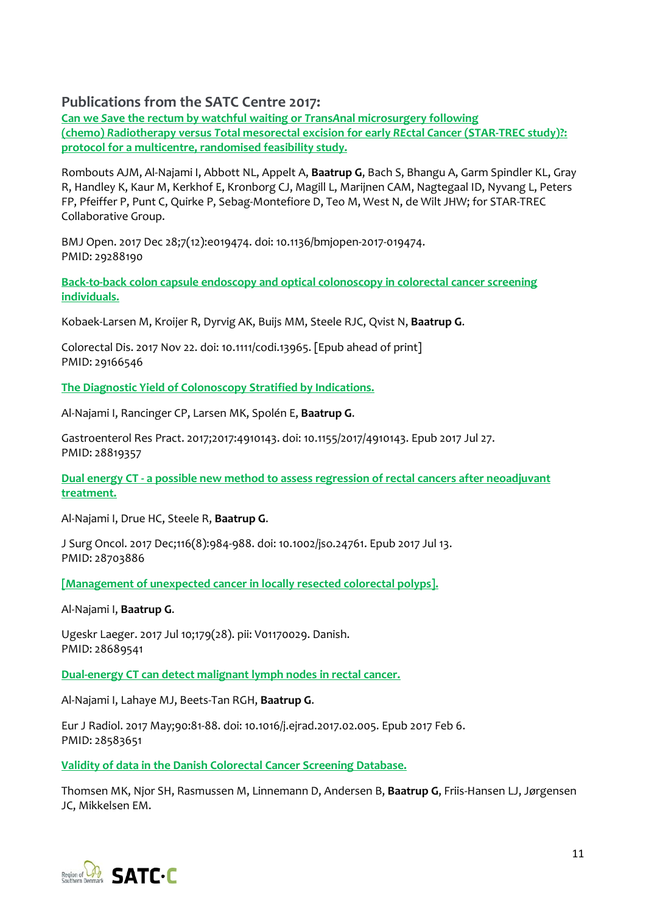## Publications from the SATC Centre 2017:

**Can we Save the rectum by watchful waiting or TransAnal microsurgery following (chemo) Radiotherapy versus Total mesorectal excision for early REctal Cancer (STAR-TREC study)?: protocol for a multicentre, randomised feasibility study.**

Rombouts AJM, Al-Najami I, Abbott NL, Appelt A, **Baatrup G**, Bach S, Bhangu A, Garm Spindler KL, Gray R, Handley K, Kaur M, Kerkhof E, Kronborg CJ, Magill L, Marijnen CAM, Nagtegaal ID, Nyvang L, Peters FP, Pfeiffer P, Punt C, Quirke P, Sebag-Montefiore D, Teo M, West N, de Wilt JHW; for STAR-TREC Collaborative Group.

BMJ Open. 2017 Dec 28;7(12):e019474. doi: 10.1136/bmjopen-2017-019474.
PMID: 29288190

**Back-to-back colon capsule endoscopy and optical colonoscopy in colorectal cancer screening individuals.**

Kobaek-Larsen M, Kroijer R, Dyrvig AK, Buijs MM, Steele RJC, Qvist N, **Baatrup G**.

Colorectal Dis. 2017 Nov 22. doi: 10.1111/codi.13965. [Epub ahead of print]
PMID: 29166546

**The Diagnostic Yield of Colonoscopy Stratified by Indications.**

Al-Najami I, Rancinger CP, Larsen MK, Spolén E, **Baatrup G**.

Gastroenterol Res Pract. 2017;2017:4910143. doi: 10.1155/2017/4910143. Epub 2017 Jul 27.
PMID: 28819357

**Dual energy CT - a possible new method to assess regression of rectal cancers after neoadjuvant treatment.**

Al-Najami I, Drue HC, Steele R, **Baatrup G**.

J Surg Oncol. 2017 Dec;116(8):984-988. doi: 10.1002/jso.24761. Epub 2017 Jul 13.
PMID: 28703886

**[Management of unexpected cancer in locally resected colorectal polyps].**

Al-Najami I, **Baatrup G**.

Ugeskr Laeger. 2017 Jul 10;179(28). pii: V01170029. Danish.
PMID: 28689541

**Dual-energy CT can detect malignant lymph nodes in rectal cancer.**

Al-Najami I, Lahaye MJ, Beets-Tan RGH, **Baatrup G**.

Eur J Radiol. 2017 May;90:81-88. doi: 10.1016/j.ejrad.2017.02.005. Epub 2017 Feb 6.
PMID: 28583651

**Validity of data in the Danish Colorectal Cancer Screening Database.**

Thomsen MK, Njor SH, Rasmussen M, Linnemann D, Andersen B, **Baatrup G**, Friis-Hansen LJ, Jørgensen JC, Mikkelsen EM.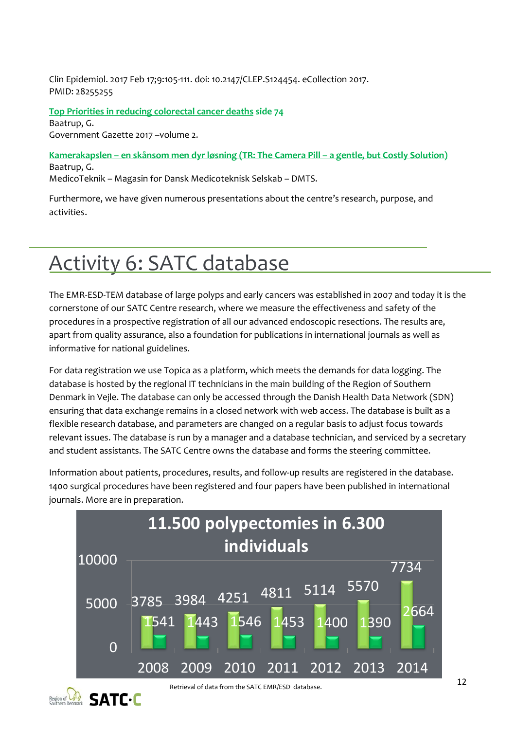Clin Epidemiol. 2017 Feb 17;9:105-111. doi: 10.2147/CLEP.S124454. eCollection 2017.
PMID: 28255255

**Top Priorities in reducing colorectal cancer deaths side 74**
Baatrup, G.
Government Gazette 2017 –volume 2.

**Kamerakapslen – en skånsom men dyr løsning (TR: The Camera Pill – a gentle, but Costly Solution)**
Baatrup, G.
MedicoTeknik – Magasin for Dansk Medicoteknisk Selskab – DMTS.

Furthermore, we have given numerous presentations about the centre's research, purpose, and activities.

# Activity 6: SATC database

The EMR-ESD-TEM database of large polyps and early cancers was established in 2007 and today it is the cornerstone of our SATC Centre research, where we measure the effectiveness and safety of the procedures in a prospective registration of all our advanced endoscopic resections. The results are, apart from quality assurance, also a foundation for publications in international journals as well as informative for national guidelines.

For data registration we use Topica as a platform, which meets the demands for data logging. The database is hosted by the regional IT technicians in the main building of the Region of Southern Denmark in Vejle. The database can only be accessed through the Danish Health Data Network (SDN) ensuring that data exchange remains in a closed network with web access. The database is built as a flexible research database, and parameters are changed on a regular basis to adjust focus towards relevant issues. The database is run by a manager and a database technician, and serviced by a secretary and student assistants. The SATC Centre owns the database and forms the steering committee.

Information about patients, procedures, results, and follow-up results are registered in the database. 1400 surgical procedures have been registered and four papers have been published in international journals. More are in preparation.

**11.500 polypectomies in 6.300 individuals**

| Year | 2008 | 2009 | 2010 | 2011 | 2012 | 2013 | 2014 |
|---|---|---|---|---|---|---|---|
| Polypectomies | 3785 | 3984 | 4251 | 4811 | 5114 | 5570 | 7734 |
| Individuals | 1541 | 1443 | 1546 | 1453 | 1400 | 1390 | 2664 |

Retrieval of data from the SATC EMR/ESD database.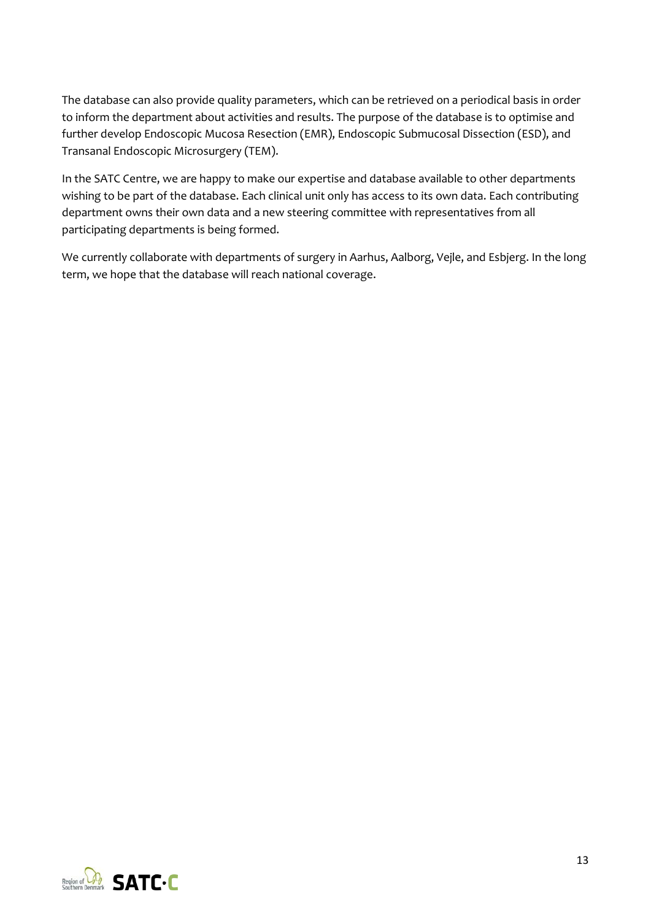The database can also provide quality parameters, which can be retrieved on a periodical basis in order to inform the department about activities and results. The purpose of the database is to optimise and further develop Endoscopic Mucosa Resection (EMR), Endoscopic Submucosal Dissection (ESD), and Transanal Endoscopic Microsurgery (TEM).

In the SATC Centre, we are happy to make our expertise and database available to other departments wishing to be part of the database. Each clinical unit only has access to its own data. Each contributing department owns their own data and a new steering committee with representatives from all participating departments is being formed.

We currently collaborate with departments of surgery in Aarhus, Aalborg, Vejle, and Esbjerg. In the long term, we hope that the database will reach national coverage.